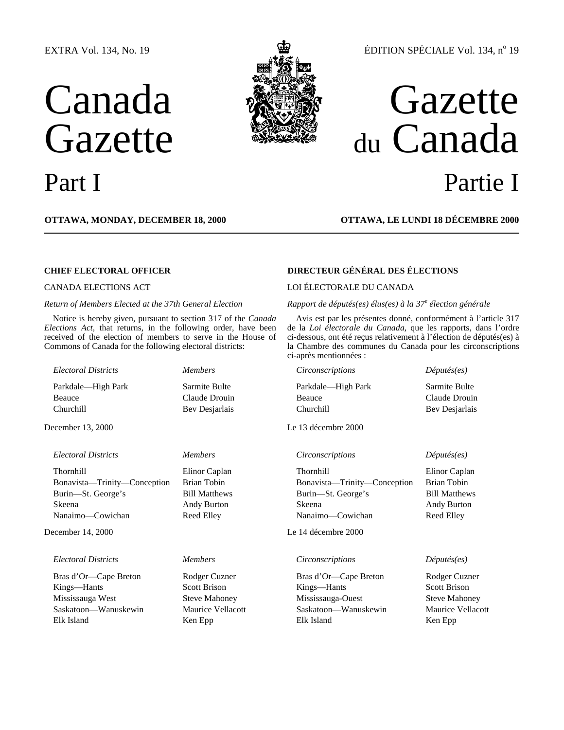EXTRA Vol. 134, No. 19 — ÉDITION SPÉCIALE Vol. 134, n° 19

# Canada Gazette — Gazette du Canada

## Part I — Partie I

**OTTAWA, MONDAY, DECEMBER 18, 2000**

### CHIEF ELECTORAL OFFICER

CANADA ELECTIONS ACT

*Return of Members Elected at the 37th General Election*

Notice is hereby given, pursuant to section 317 of the *Canada Elections Act*, that returns, in the following order, have been received of the election of members to serve in the House of Commons of Canada for the following electoral districts:

| *Electoral Districts* | *Members* |
| --- | --- |
| Parkdale—High Park | Sarmite Bulte |
| Beauce | Claude Drouin |
| Churchill | Bev Desjarlais |

December 13, 2000

| *Electoral Districts* | *Members* |
| --- | --- |
| Thornhill | Elinor Caplan |
| Bonavista—Trinity—Conception | Brian Tobin |
| Burin—St. George's | Bill Matthews |
| Skeena | Andy Burton |
| Nanaimo—Cowichan | Reed Elley |

December 14, 2000

| *Electoral Districts* | *Members* |
| --- | --- |
| Bras d'Or—Cape Breton | Rodger Cuzner |
| Kings—Hants | Scott Brison |
| Mississauga West | Steve Mahoney |
| Saskatoon—Wanuskewin | Maurice Vellacott |
| Elk Island | Ken Epp |

**OTTAWA, LE LUNDI 18 DÉCEMBRE 2000**

### DIRECTEUR GÉNÉRAL DES ÉLECTIONS

LOI ÉLECTORALE DU CANADA

*Rapport de députés(es) élus(es) à la 37e élection générale*

Avis est par les présentes donné, conformément à l'article 317 de la *Loi électorale du Canada*, que les rapports, dans l'ordre ci-dessous, ont été reçus relativement à l'élection de députés(es) à la Chambre des communes du Canada pour les circonscriptions ci-après mentionnées :

| *Circonscriptions* | *Députés(es)* |
| --- | --- |
| Parkdale—High Park | Sarmite Bulte |
| Beauce | Claude Drouin |
| Churchill | Bev Desjarlais |

Le 13 décembre 2000

| *Circonscriptions* | *Députés(es)* |
| --- | --- |
| Thornhill | Elinor Caplan |
| Bonavista—Trinity—Conception | Brian Tobin |
| Burin—St. George's | Bill Matthews |
| Skeena | Andy Burton |
| Nanaimo—Cowichan | Reed Elley |

Le 14 décembre 2000

| *Circonscriptions* | *Députés(es)* |
| --- | --- |
| Bras d'Or—Cape Breton | Rodger Cuzner |
| Kings—Hants | Scott Brison |
| Mississauga-Ouest | Steve Mahoney |
| Saskatoon—Wanuskewin | Maurice Vellacott |
| Elk Island | Ken Epp |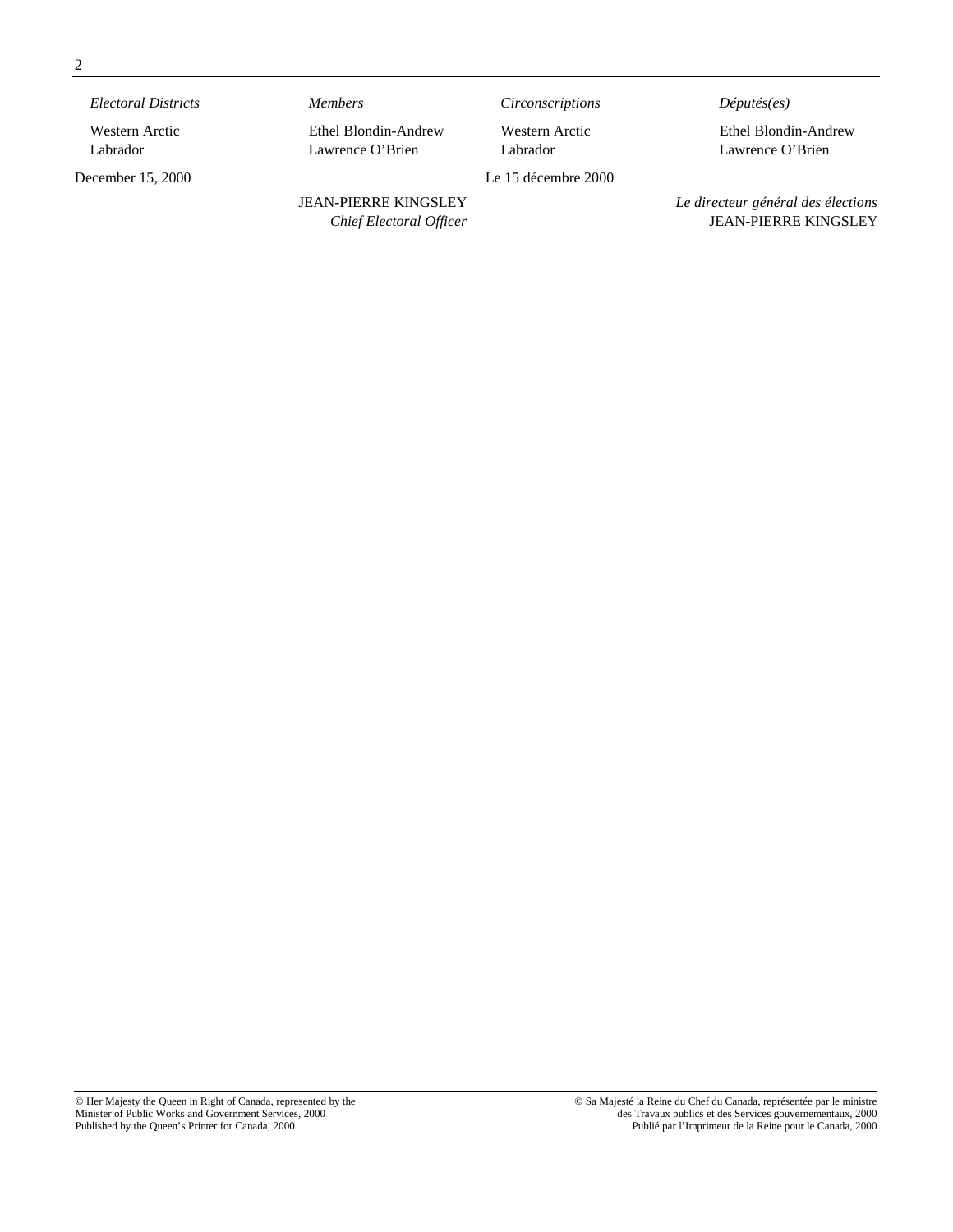| *Electoral Districts* | *Members* | *Circonscriptions* | *Députés(es)* |
| --- | --- | --- | --- |
| Western Arctic | Ethel Blondin-Andrew | Western Arctic | Ethel Blondin-Andrew |
| Labrador | Lawrence O'Brien | Labrador | Lawrence O'Brien |

December 15, 2000

JEAN-PIERRE KINGSLEY
*Chief Electoral Officer*

Le 15 décembre 2000

*Le directeur général des élections*
JEAN-PIERRE KINGSLEY

© Her Majesty the Queen in Right of Canada, represented by the Minister of Public Works and Government Services, 2000
Published by the Queen's Printer for Canada, 2000

© Sa Majesté la Reine du Chef du Canada, représentée par le ministre des Travaux publics et des Services gouvernementaux, 2000
Publié par l'Imprimeur de la Reine pour le Canada, 2000